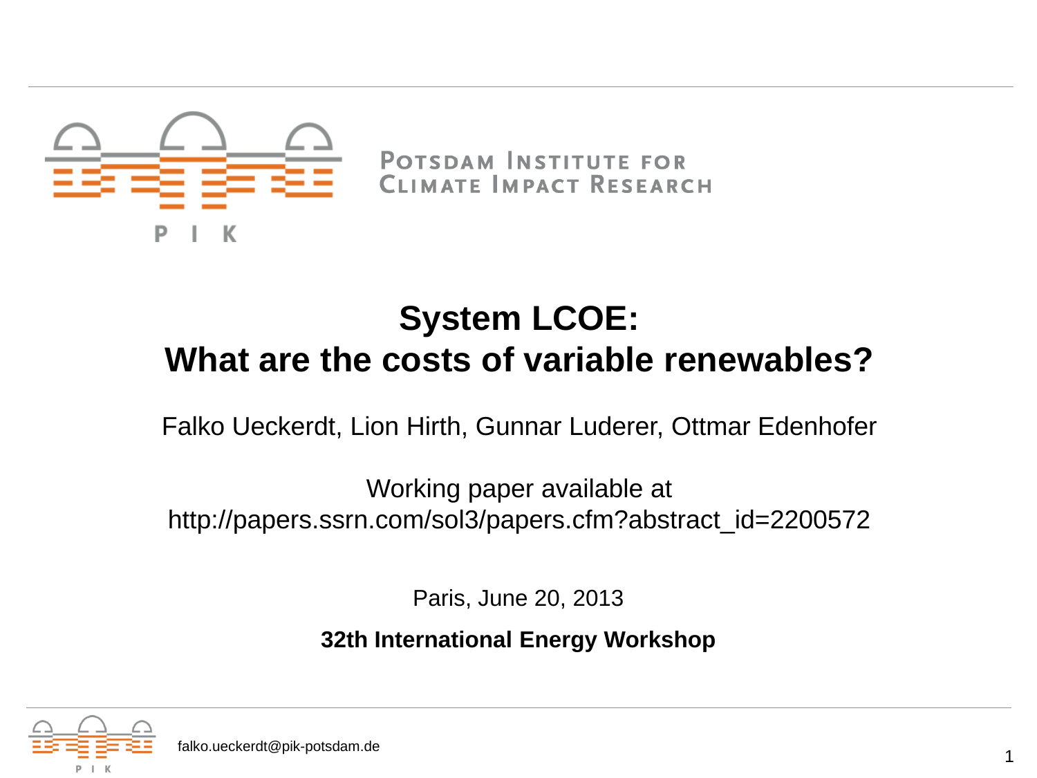POTSDAM INSTITUTE FOR CLIMATE IMPACT RESEARCH

# System LCOE: What are the costs of variable renewables?

Falko Ueckerdt, Lion Hirth, Gunnar Luderer, Ottmar Edenhofer

Working paper available at
http://papers.ssrn.com/sol3/papers.cfm?abstract_id=2200572

Paris, June 20, 2013

**32th International Energy Workshop**

falko.ueckerdt@pik-potsdam.de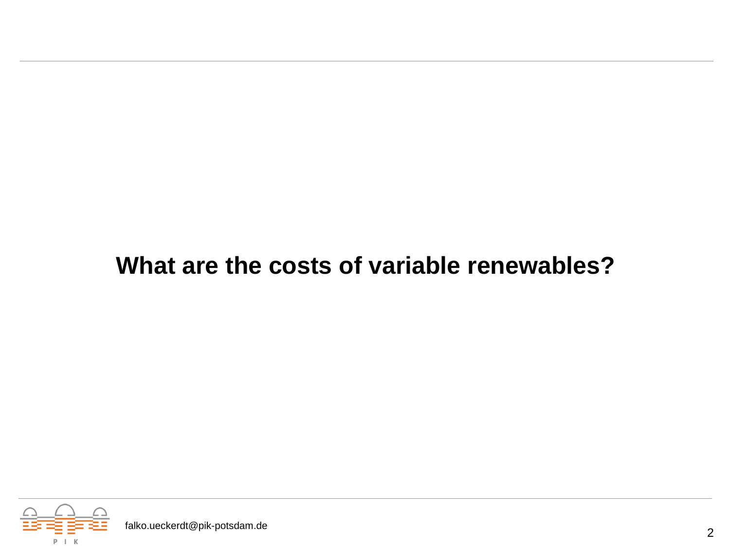# What are the costs of variable renewables?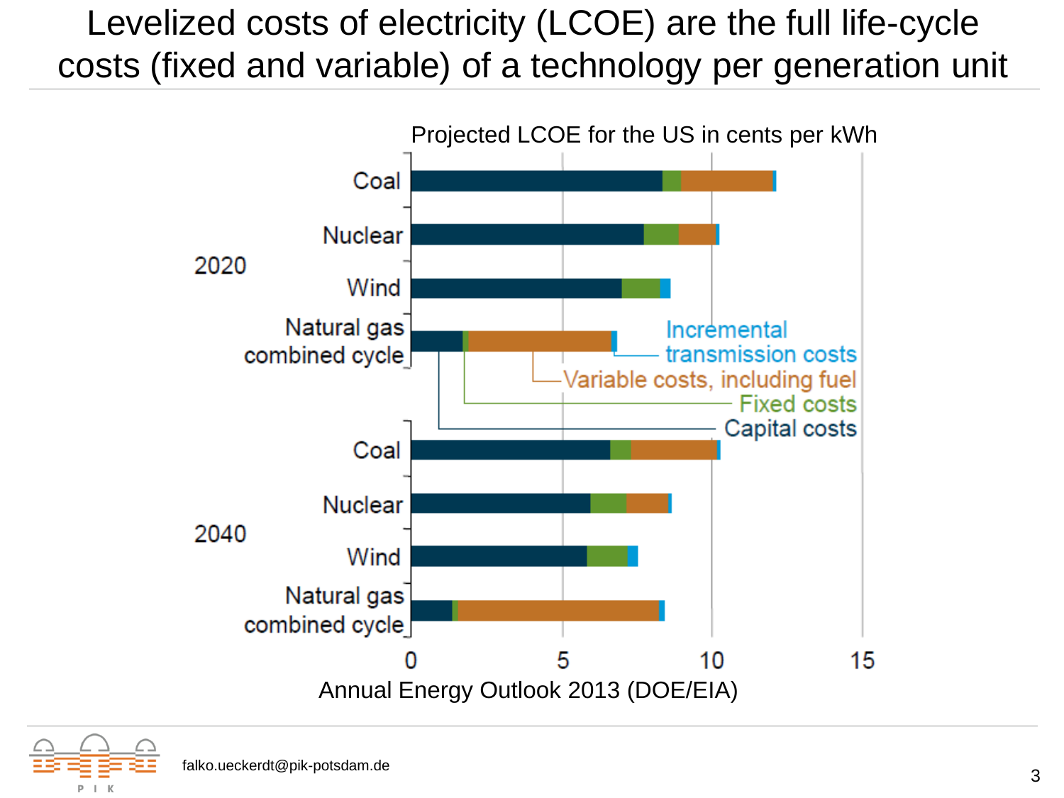# Levelized costs of electricity (LCOE) are the full life-cycle costs (fixed and variable) of a technology per generation unit

Projected LCOE for the US in cents per kWh

Annual Energy Outlook 2013 (DOE/EIA)

falko.ueckerdt@pik-potsdam.de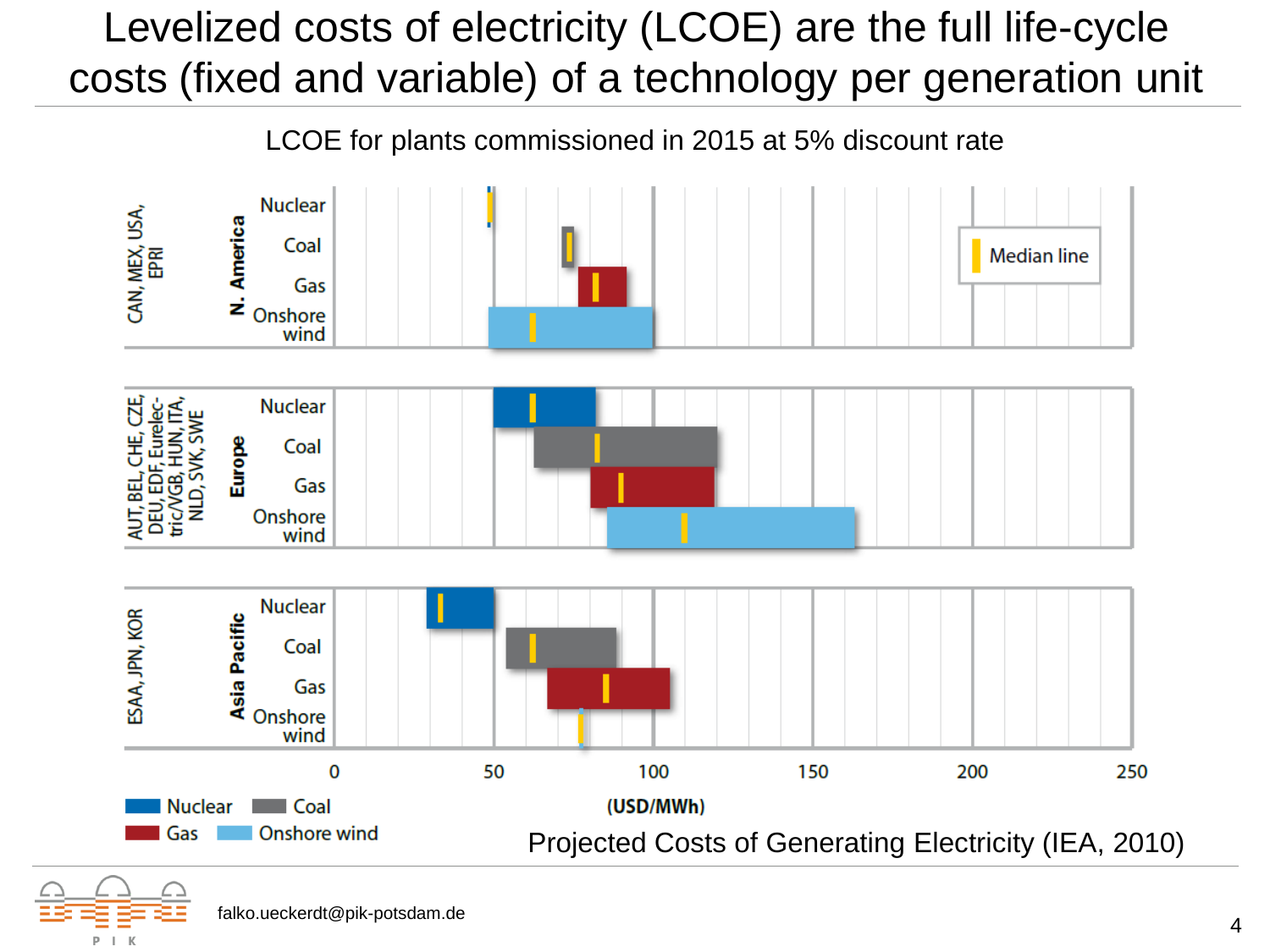# Levelized costs of electricity (LCOE) are the full life-cycle costs (fixed and variable) of a technology per generation unit

LCOE for plants commissioned in 2015 at 5% discount rate

| Region | Countries | Technology |
|---|---|---|
| N. America | CAN, MEX, USA, EPRI | Nuclear, Coal, Gas, Onshore wind |
| Europe | AUT, BEL, CHE, CZE, DEU, EDF, Eurelectric/VGB, HUN, ITA, NLD, SVK, SWE | Nuclear, Coal, Gas, Onshore wind |
| Asia Pacific | ESAA, JPN, KOR | Nuclear, Coal, Gas, Onshore wind |

Median line

0 50 100 150 200 250

(USD/MWh)

Nuclear, Coal, Gas, Onshore wind

Projected Costs of Generating Electricity (IEA, 2010)

falko.ueckerdt@pik-potsdam.de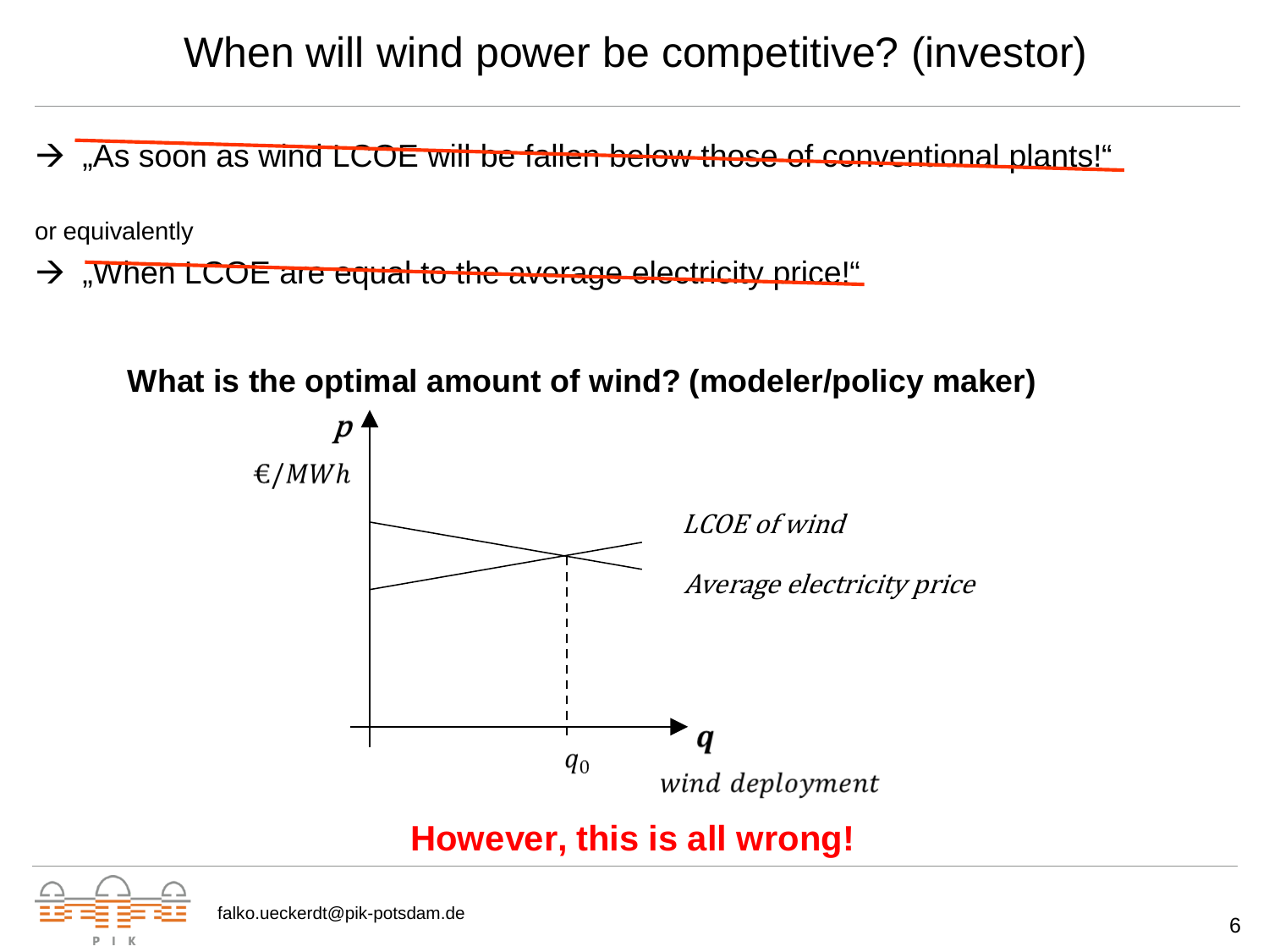# When will wind power be competitive? (investor)

→ ~~„As soon as wind LCOE will be fallen below those of conventional plants!“~~

or equivalently

→ ~~„When LCOE are equal to the average electricity price!“~~

**What is the optimal amount of wind? (modeler/policy maker)**

$p$

$€/MWh$

*LCOE of wind*

*Average electricity price*

$q_0$

$q$

*wind deployment*

**However, this is all wrong!**

falko.ueckerdt@pik-potsdam.de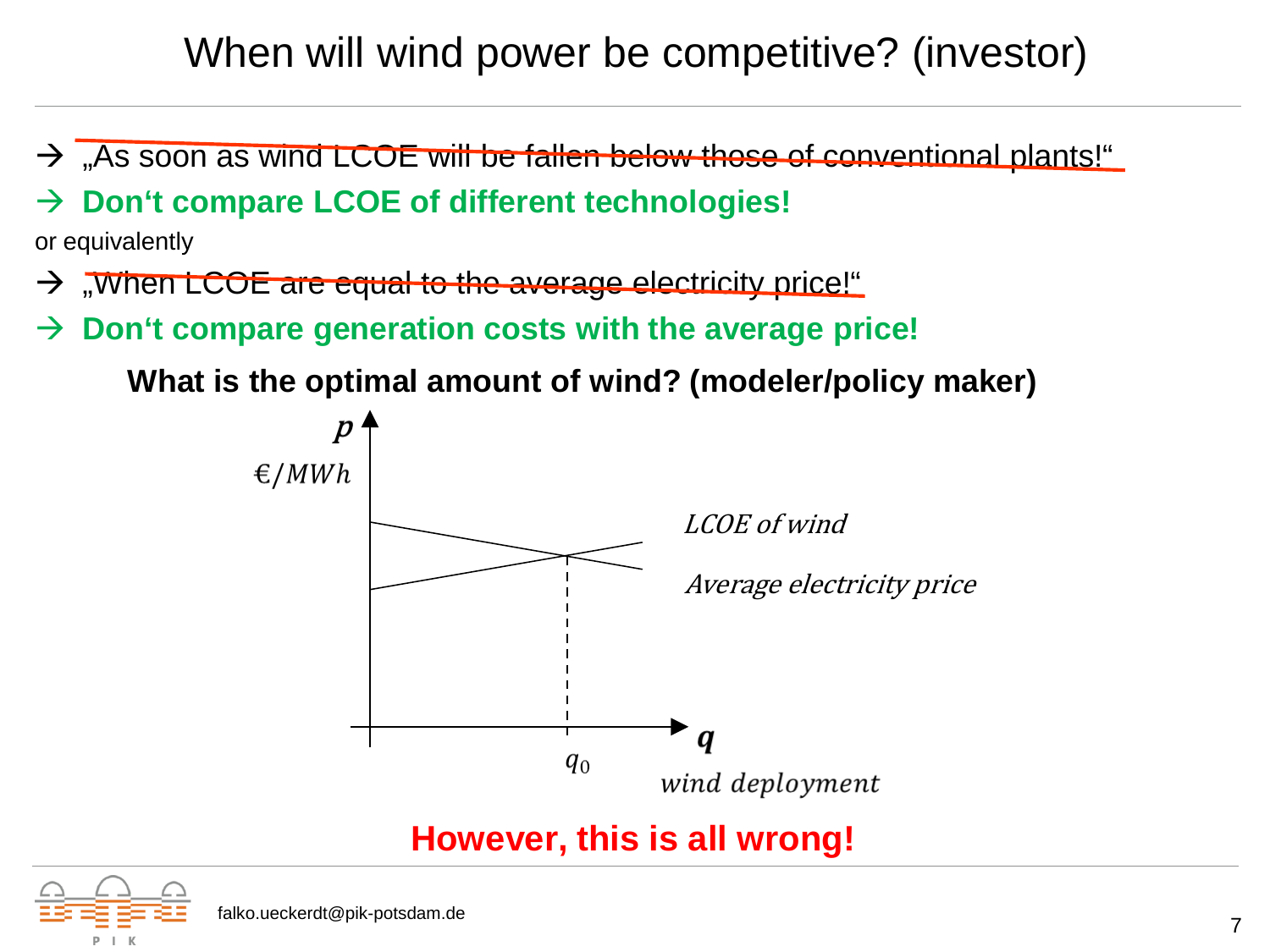# When will wind power be competitive? (investor)

→ ~~„As soon as wind LCOE will be fallen below those of conventional plants!"~~

→ **Don't compare LCOE of different technologies!**

or equivalently

→ ~~„When LCOE are equal to the average electricity price!"~~

→ **Don't compare generation costs with the average price!**

**What is the optimal amount of wind? (modeler/policy maker)**

$p$

$€/MWh$

*LCOE of wind*

*Average electricity price*

$q_0$

$q$

*wind deployment*

**However, this is all wrong!**

falko.ueckerdt@pik-potsdam.de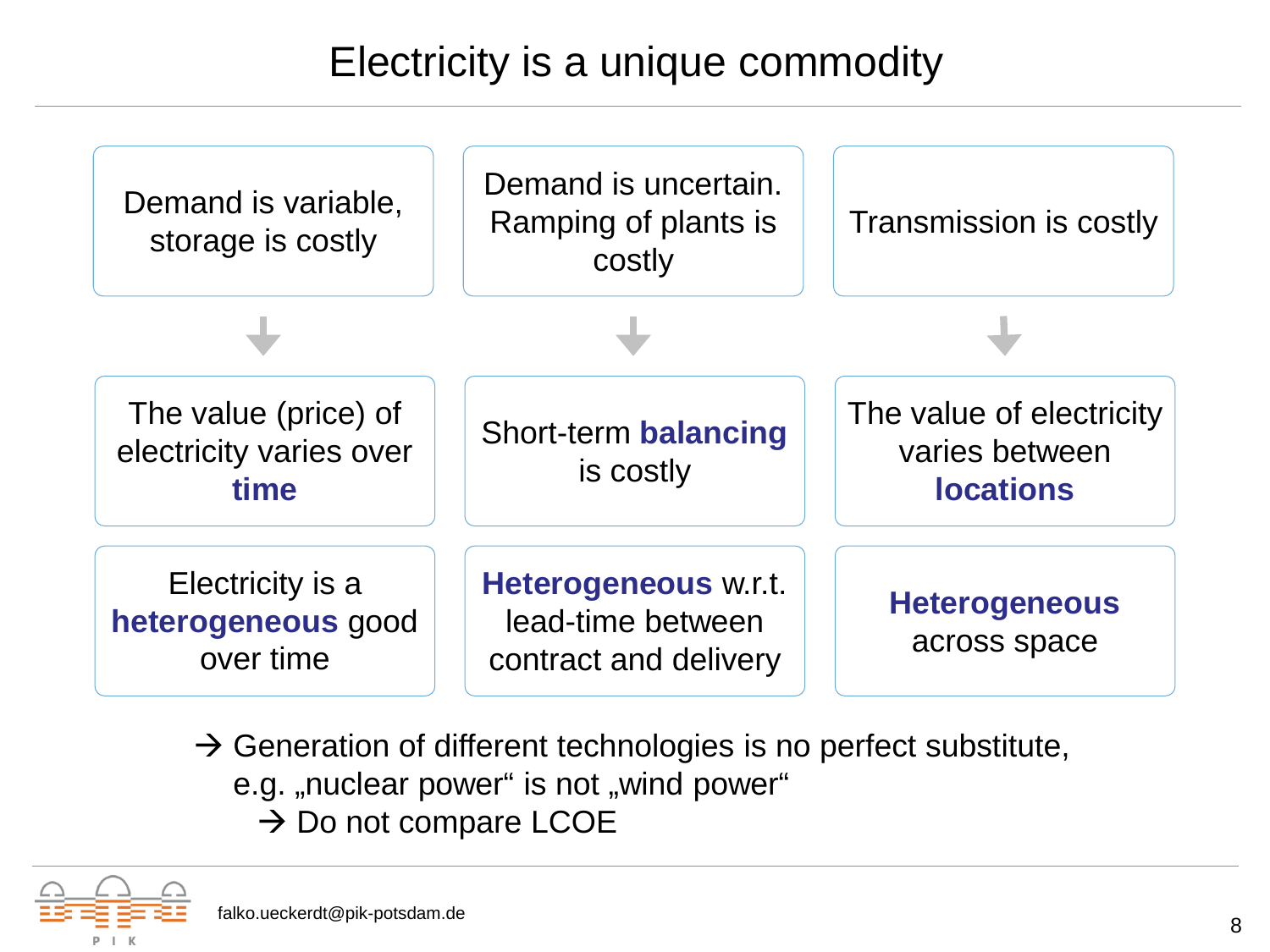# Electricity is a unique commodity

| Demand is variable, storage is costly | Demand is uncertain. Ramping of plants is costly | Transmission is costly |
|---|---|---|
| ↓ | ↓ | ↓ |
| The value (price) of electricity varies over **time** | Short-term **balancing** is costly | The value of electricity varies between **locations** |
| Electricity is a **heterogeneous** good over time | **Heterogeneous** w.r.t. lead-time between contract and delivery | **Heterogeneous** across space |

→ Generation of different technologies is no perfect substitute, e.g. „nuclear power“ is not „wind power“

→ Do not compare LCOE

falko.ueckerdt@pik-potsdam.de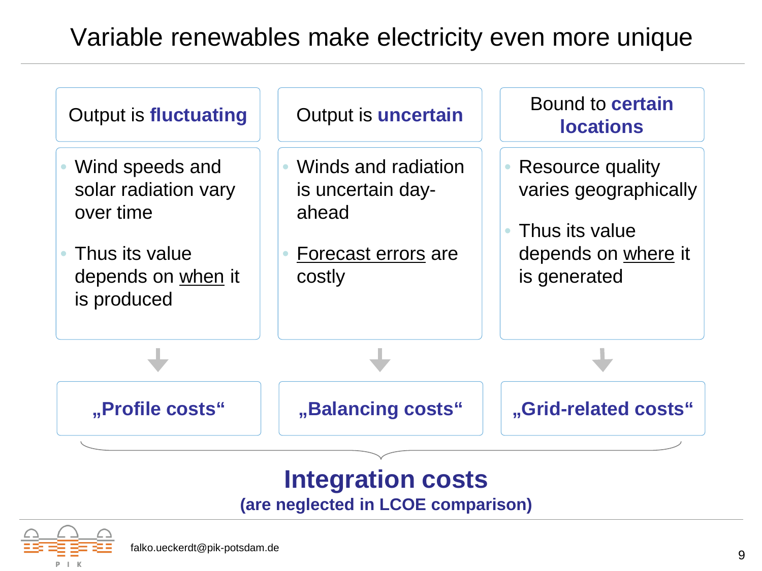# Variable renewables make electricity even more unique

## Output is **fluctuating**

- Wind speeds and solar radiation vary over time
- Thus its value depends on when it is produced

↓

**„Profile costs“**

## Output is **uncertain**

- Winds and radiation is uncertain day-ahead
- Forecast errors are costly

↓

**„Balancing costs“**

## Bound to **certain locations**

- Resource quality varies geographically
- Thus its value depends on where it is generated

↓

**„Grid-related costs“**

---

**Integration costs**

**(are neglected in LCOE comparison)**

falko.ueckerdt@pik-potsdam.de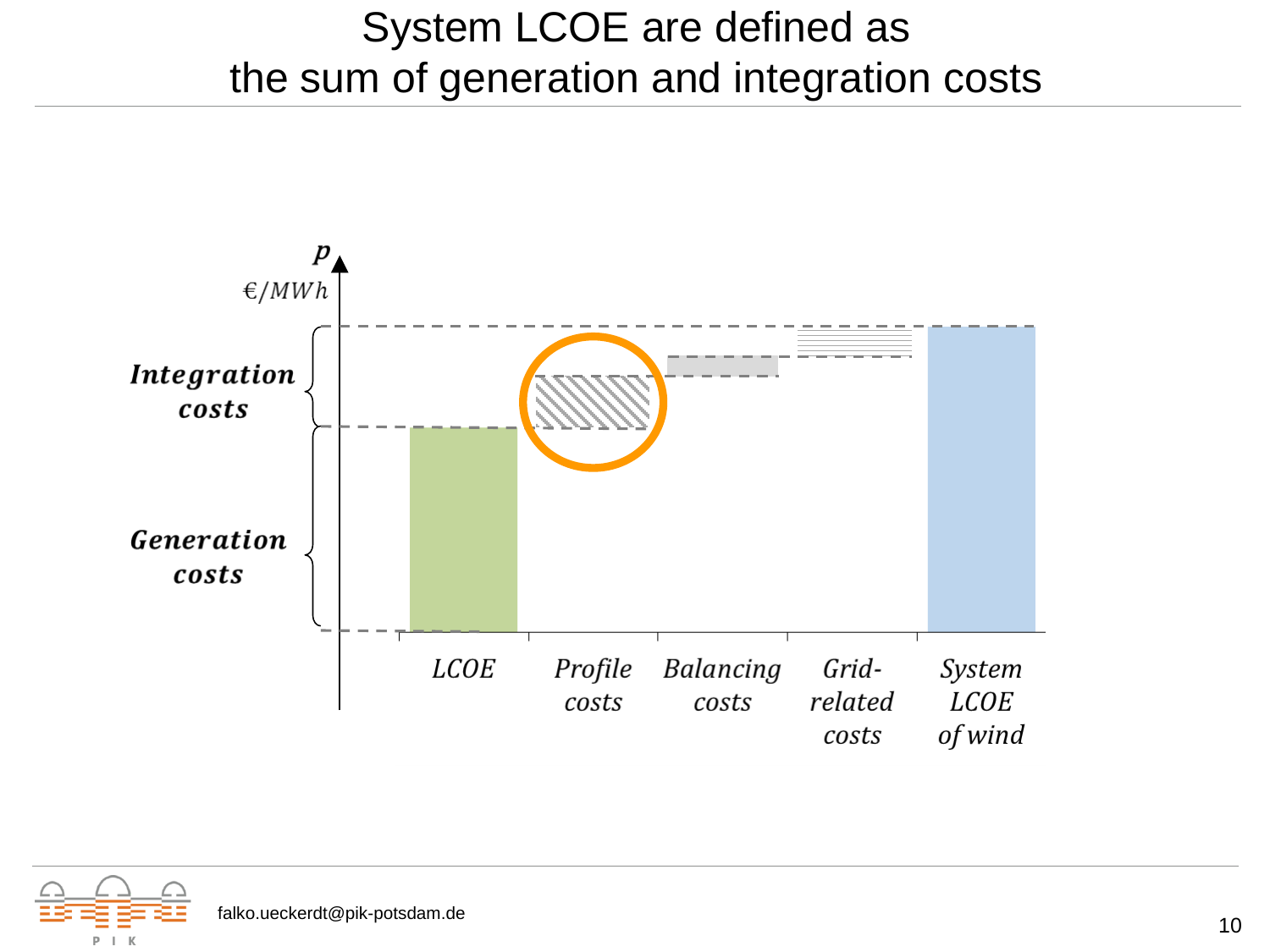# System LCOE are defined as the sum of generation and integration costs

$p$

€/MWh

**Integration costs**

**Generation costs**

*LCOE* | *Profile costs* | *Balancing costs* | *Grid-related costs* | *System LCOE of wind*

falko.ueckerdt@pik-potsdam.de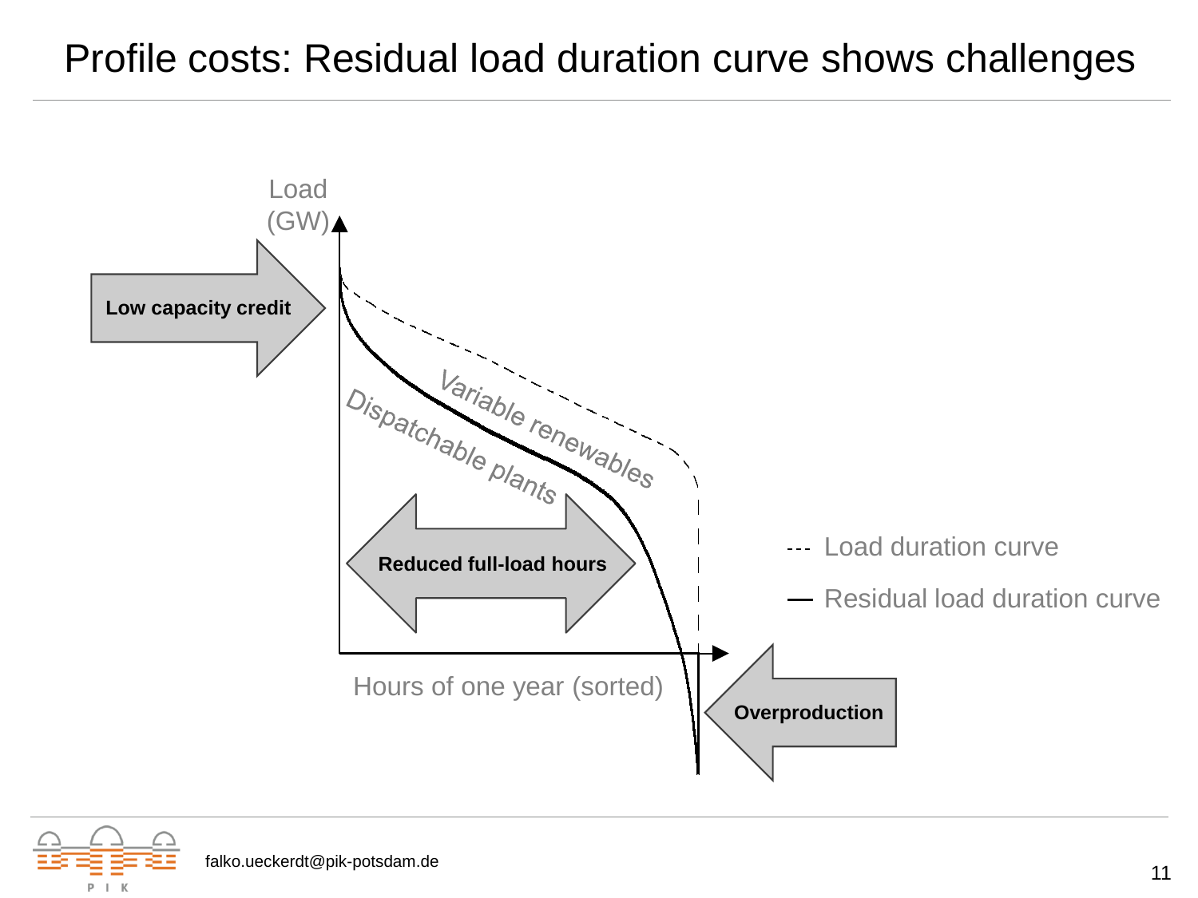# Profile costs: Residual load duration curve shows challenges

Load (GW)

Low capacity credit

Variable renewables

Dispatchable plants

Reduced full-load hours

Hours of one year (sorted)

Overproduction

--- Load duration curve

— Residual load duration curve

falko.ueckerdt@pik-potsdam.de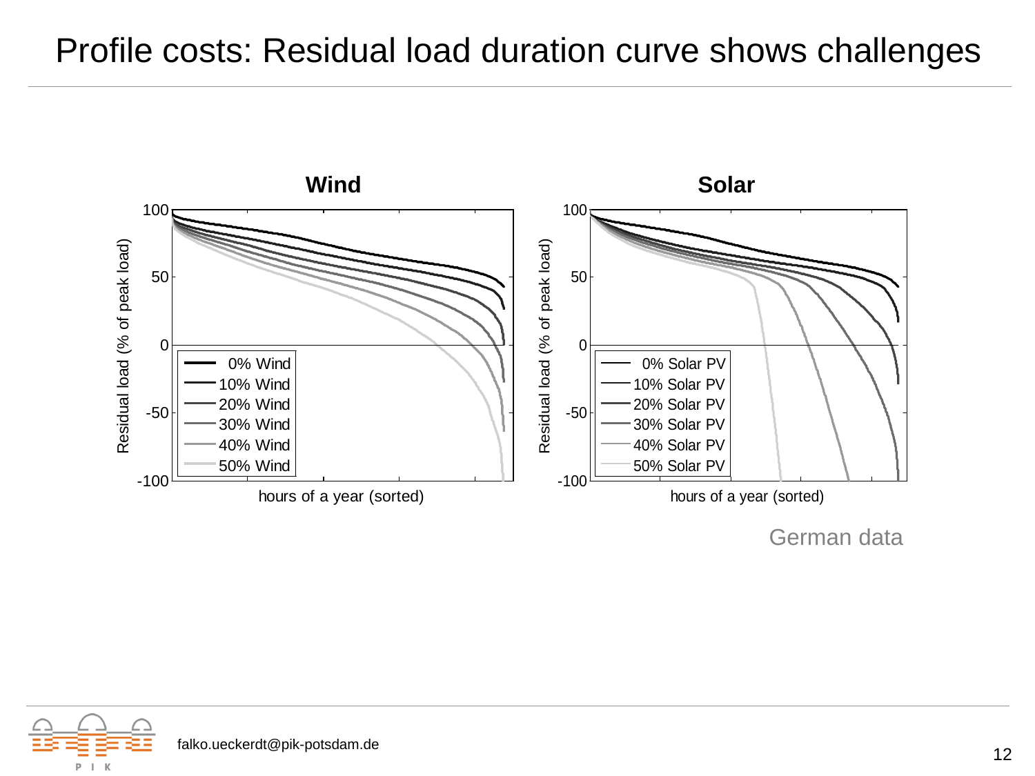# Profile costs: Residual load duration curve shows challenges

German data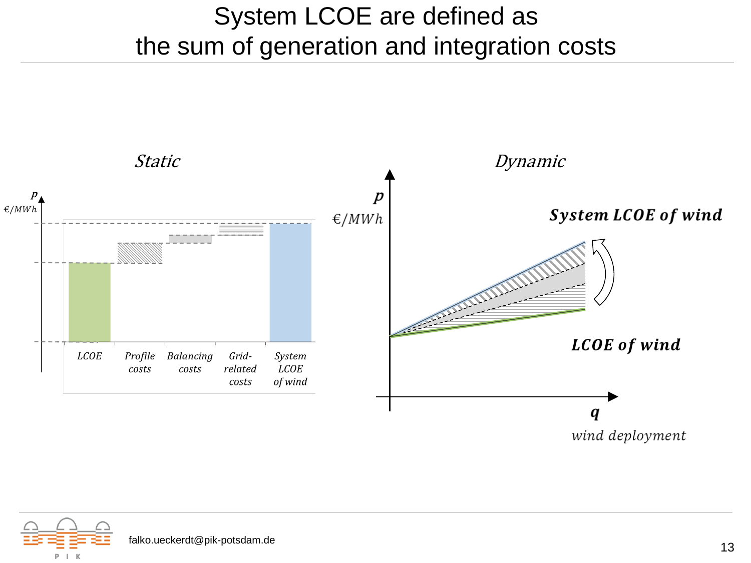# System LCOE are defined as the sum of generation and integration costs

*Static*

$p$

$€/MWh$

*LCOE*

*Profile costs*

*Balancing costs*

*Grid-related costs*

*System LCOE of wind*

*Dynamic*

$p$

$€/MWh$

***System LCOE of wind***

***LCOE of wind***

$q$

*wind deployment*

falko.ueckerdt@pik-potsdam.de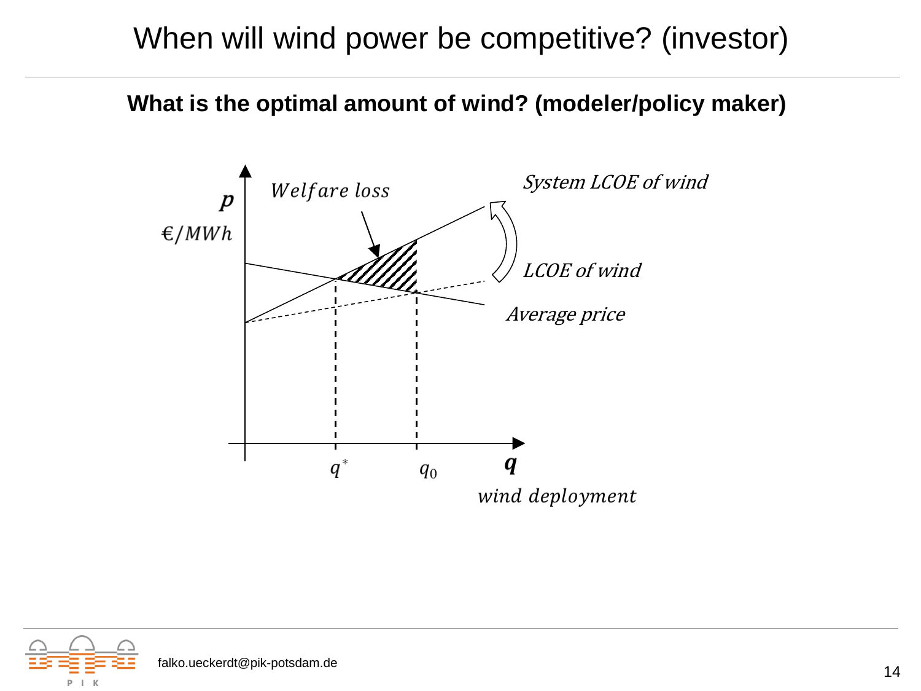# When will wind power be competitive? (investor)

**What is the optimal amount of wind? (modeler/policy maker)**

*Welfare loss*

*System LCOE of wind*

*LCOE of wind*

*Average price*

$p$

€/MWh

$q^*$ $q_0$ $q$

*wind deployment*

falko.ueckerdt@pik-potsdam.de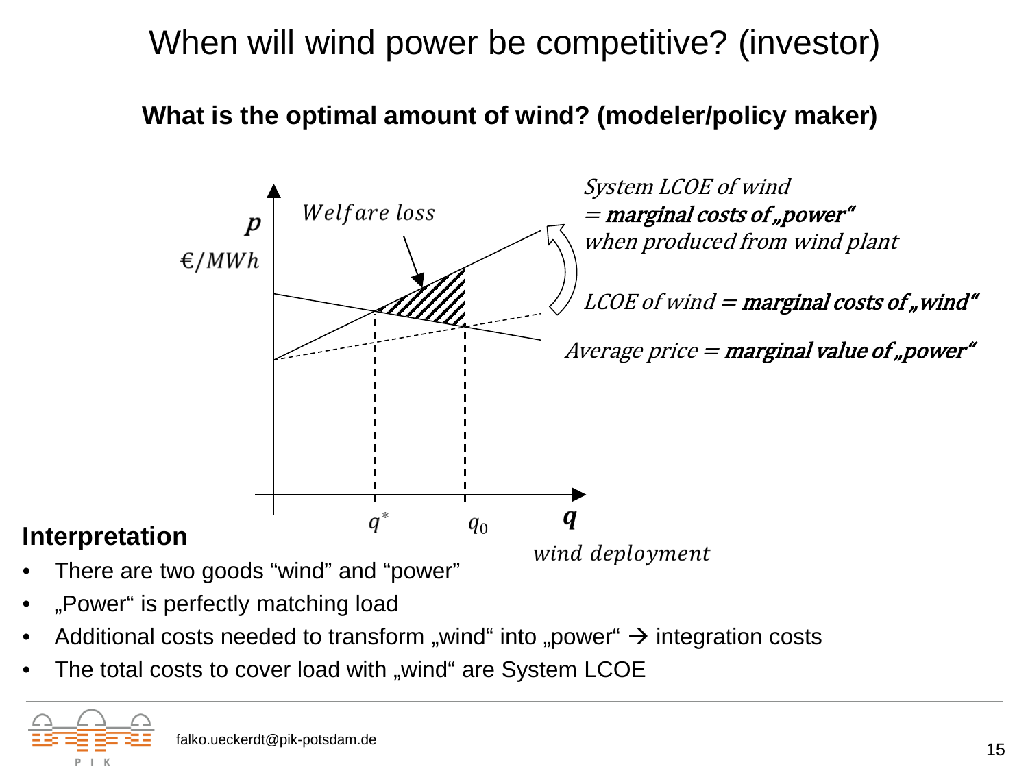# When will wind power be competitive? (investor)

## What is the optimal amount of wind? (modeler/policy maker)

*Welfare loss*

$p$

$€/MWh$

*System LCOE of wind* = ***marginal costs of „power“*** *when produced from wind plant*

*LCOE of wind* = ***marginal costs of „wind“***

*Average price* = ***marginal value of „power“***

$q^*$ $q_0$ $q$

*wind deployment*

### Interpretation

- There are two goods “wind” and “power”
- „Power“ is perfectly matching load
- Additional costs needed to transform „wind“ into „power“ → integration costs
- The total costs to cover load with „wind“ are System LCOE

falko.ueckerdt@pik-potsdam.de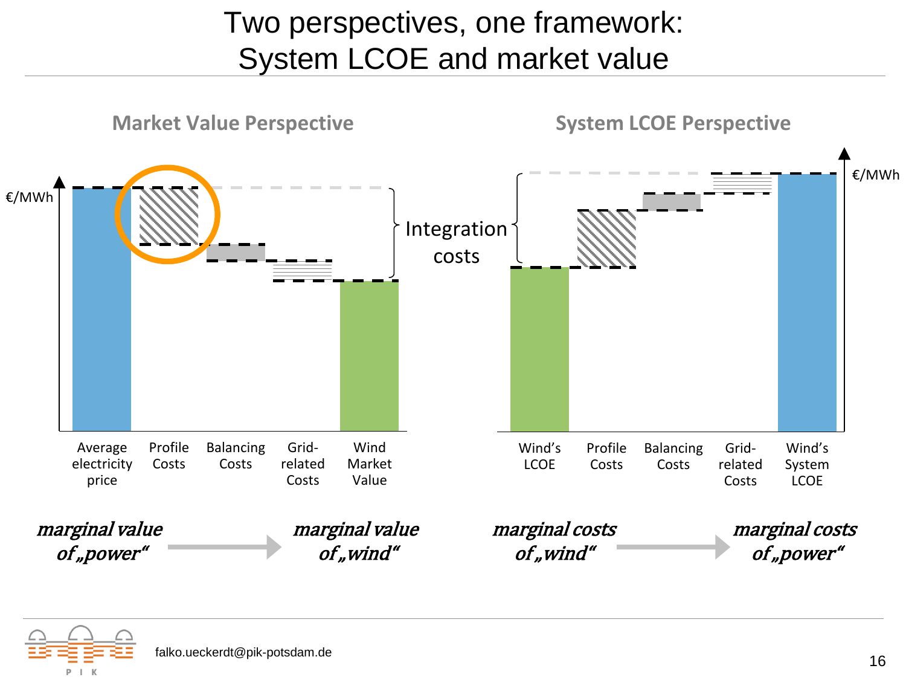# Two perspectives, one framework: System LCOE and market value

## Market Value Perspective

€/MWh

Average electricity price | Profile Costs | Balancing Costs | Grid-related Costs | Wind Market Value

Integration costs

*marginal value of „power"* → *marginal value of „wind"*

## System LCOE Perspective

€/MWh

Wind's LCOE | Profile Costs | Balancing Costs | Grid-related Costs | Wind's System LCOE

*marginal costs of „wind"* → *marginal costs of „power"*

falko.ueckerdt@pik-potsdam.de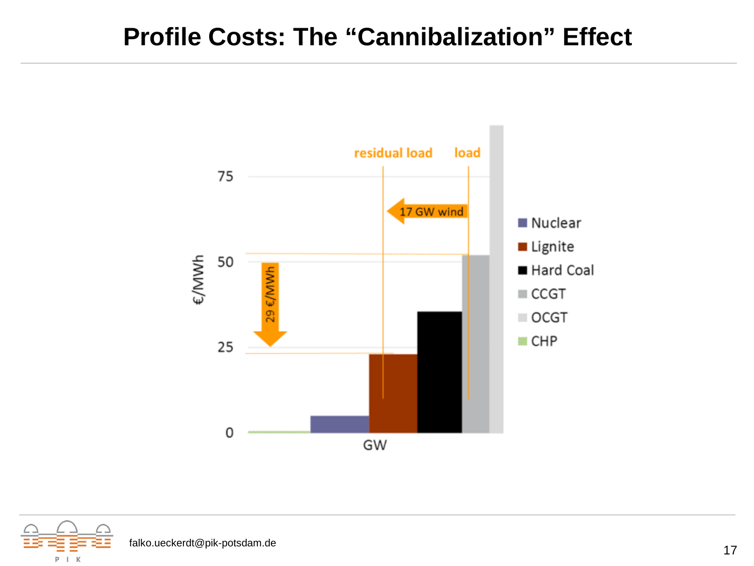# Profile Costs: The "Cannibalization" Effect

residual load | load

17 GW wind

29 €/MWh

€/MWh

75
50
25
0

GW

- Nuclear
- Lignite
- Hard Coal
- CCGT
- OCGT
- CHP

falko.ueckerdt@pik-potsdam.de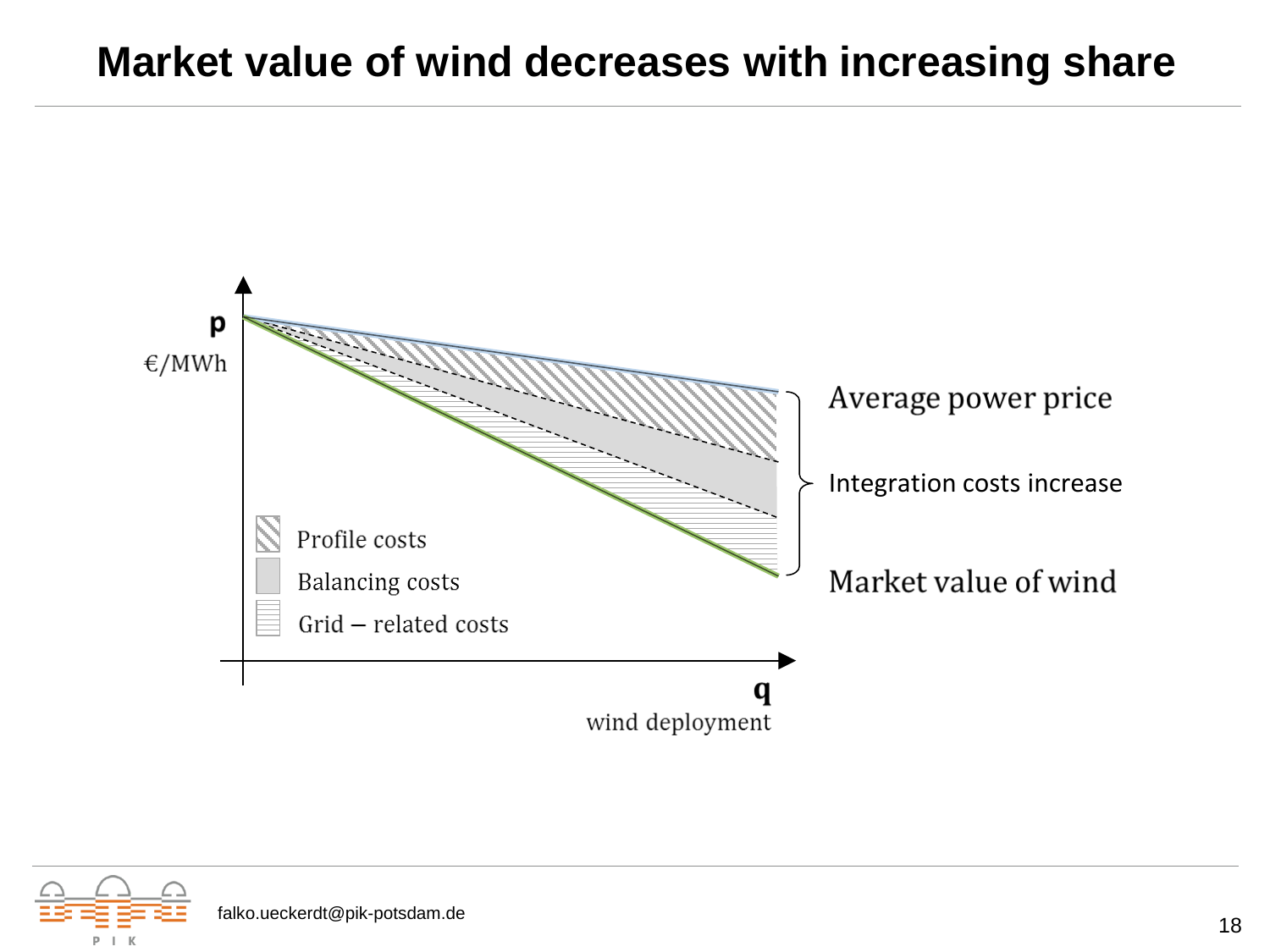# Market value of wind decreases with increasing share

p

€/MWh

Average power price

Integration costs increase

Market value of wind

Profile costs

Balancing costs

Grid – related costs

q

wind deployment

falko.ueckerdt@pik-potsdam.de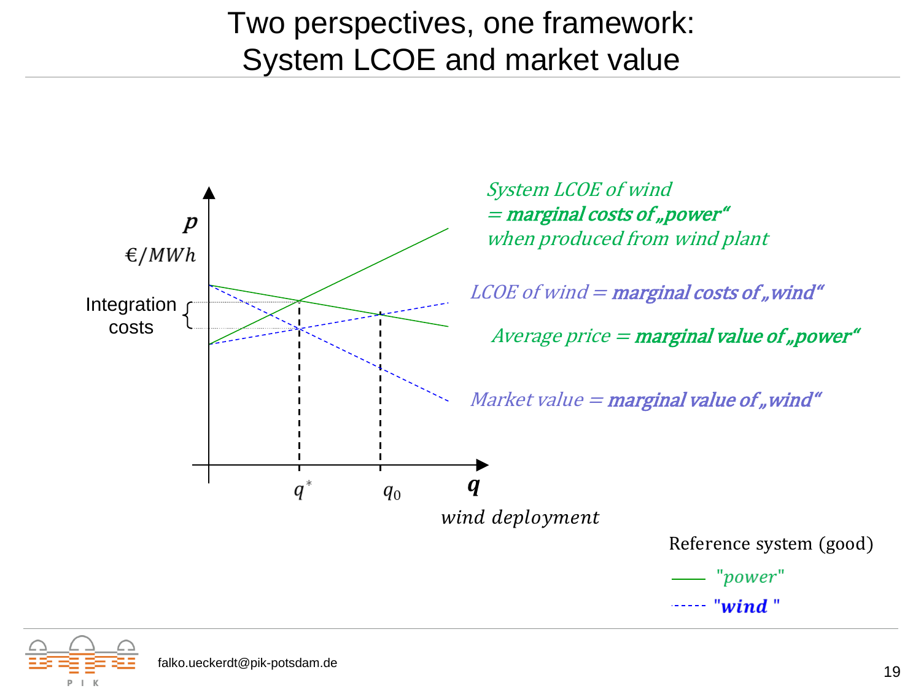# Two perspectives, one framework: System LCOE and market value

$p$

$€/MWh$

Integration costs

*System LCOE of wind*
*= **marginal costs of „power“***
*when produced from wind plant*

*LCOE of wind = **marginal costs of „wind“***

*Average price = **marginal value of „power“***

*Market value = **marginal value of „wind“***

$q^*$ $q_0$ $q$

*wind deployment*

Reference system (good)

*"power"*

***"wind"***

falko.ueckerdt@pik-potsdam.de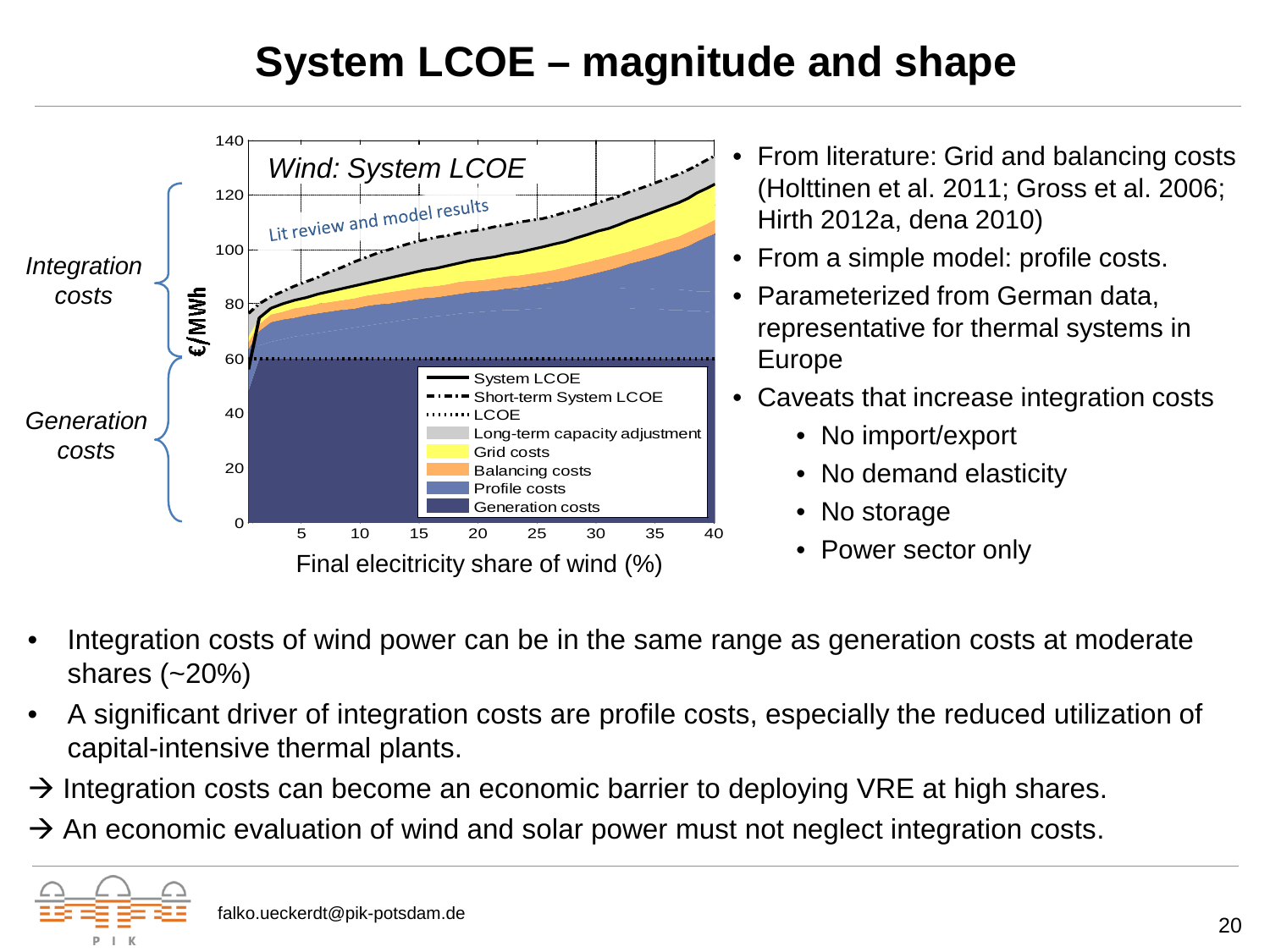# System LCOE – magnitude and shape

- From literature: Grid and balancing costs (Holttinen et al. 2011; Gross et al. 2006; Hirth 2012a, dena 2010)
- From a simple model: profile costs.
- Parameterized from German data, representative for thermal systems in Europe
- Caveats that increase integration costs
  - No import/export
  - No demand elasticity
  - No storage
  - Power sector only

- Integration costs of wind power can be in the same range as generation costs at moderate shares (~20%)
- A significant driver of integration costs are profile costs, especially the reduced utilization of capital-intensive thermal plants.

→ Integration costs can become an economic barrier to deploying VRE at high shares.

→ An economic evaluation of wind and solar power must not neglect integration costs.

falko.ueckerdt@pik-potsdam.de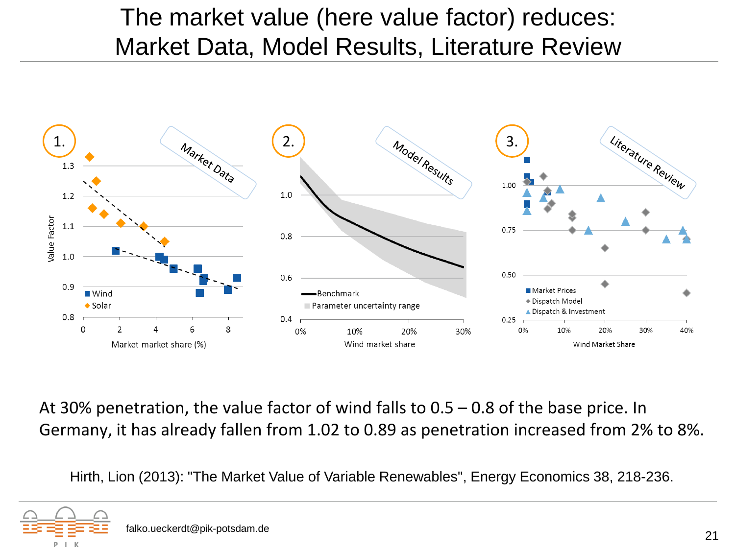# The market value (here value factor) reduces: Market Data, Model Results, Literature Review

1. Market Data

Value Factor

1.3, 1.2, 1.1, 1.0, 0.9, 0.8

■ Wind
◆ Solar

0, 2, 4, 6, 8

Market market share (%)

2. Model Results

1.0, 0.8, 0.6, 0.4

Benchmark
Parameter uncertainty range

0%, 10%, 20%, 30%

Wind market share

3. Literature Review

1.00, 0.75, 0.50, 0.25

■ Market Prices
◆ Dispatch Model
▲ Dispatch & Investment

0%, 10%, 20%, 30%, 40%

Wind Market Share

At 30% penetration, the value factor of wind falls to 0.5 – 0.8 of the base price. In Germany, it has already fallen from 1.02 to 0.89 as penetration increased from 2% to 8%.

Hirth, Lion (2013): "The Market Value of Variable Renewables", Energy Economics 38, 218-236.

falko.ueckerdt@pik-potsdam.de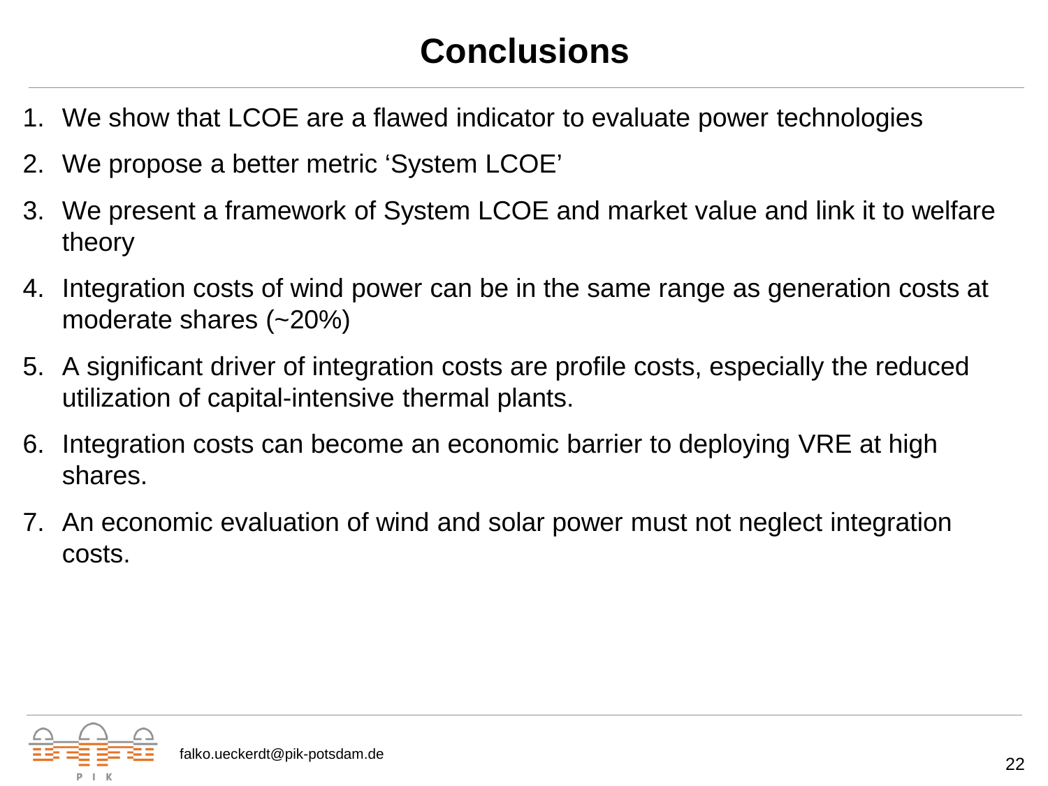# Conclusions

1. We show that LCOE are a flawed indicator to evaluate power technologies
2. We propose a better metric ‘System LCOE’
3. We present a framework of System LCOE and market value and link it to welfare theory
4. Integration costs of wind power can be in the same range as generation costs at moderate shares (~20%)
5. A significant driver of integration costs are profile costs, especially the reduced utilization of capital-intensive thermal plants.
6. Integration costs can become an economic barrier to deploying VRE at high shares.
7. An economic evaluation of wind and solar power must not neglect integration costs.

falko.ueckerdt@pik-potsdam.de